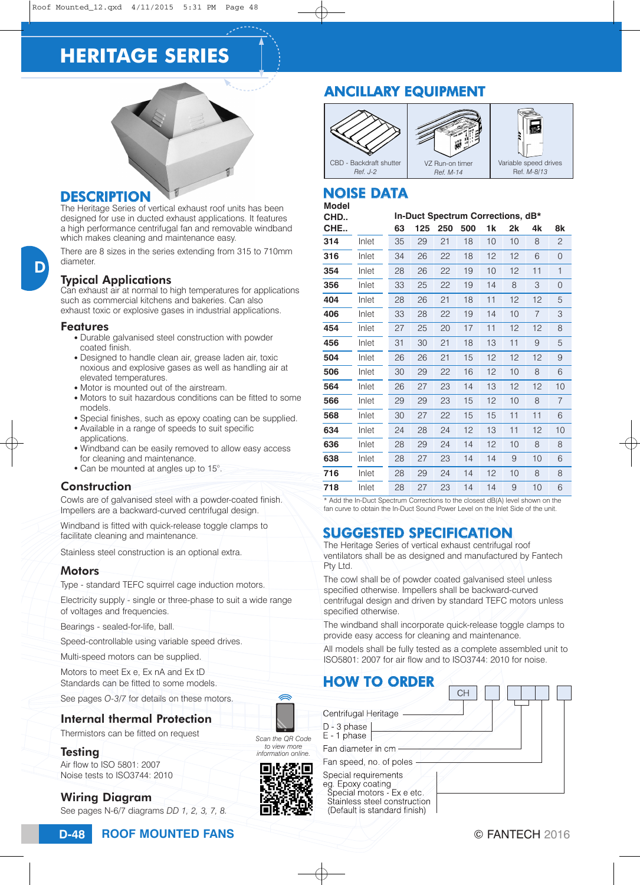# HERITAGE SERIES

## DESCRIPTION

The Heritage Series of vertical exhaust roof units has been designed for use in ducted exhaust applications. It features a high performance centrifugal fan and removable windband which makes cleaning and maintenance easy.

There are 8 sizes in the series extending from 315 to 710mm diameter.

### Typical Applications

Can exhaust air at normal to high temperatures for applications such as commercial kitchens and bakeries. Can also exhaust toxic or explosive gases in industrial applications.

### Features

- Durable galvanised steel construction with powder coated finish.
- Designed to handle clean air, grease laden air, toxic noxious and explosive gases as well as handling air at elevated temperatures.
- Motor is mounted out of the airstream.
- Motors to suit hazardous conditions can be fitted to some models.
- Special finishes, such as epoxy coating can be supplied.
- Available in a range of speeds to suit specific applications.
- Windband can be easily removed to allow easy access for cleaning and maintenance.
- Can be mounted at angles up to 15°.

### Construction

Cowls are of galvanised steel with a powder-coated finish. Impellers are a backward-curved centrifugal design.

Windband is fitted with quick-release toggle clamps to facilitate cleaning and maintenance.

Stainless steel construction is an optional extra.

### Motors

Type - standard TEFC squirrel cage induction motors.

Electricity supply - single or three-phase to suit a wide range of voltages and frequencies.

Bearings - sealed-for-life, ball.

Speed-controllable using variable speed drives.

Multi-speed motors can be supplied.

Motors to meet Ex e, Ex nA and Ex tD Standards can be fitted to some models.

See pages *O-3/7* for details on these motors.

### Internal thermal Protection

Thermistors can be fitted on request

### Testing

Air flow to ISO 5801: 2007
Noise tests to ISO3744: 2010

### Wiring Diagram

See pages N-6/7 diagrams *DD 1, 2, 3, 7, 8.*

*Scan the QR Code to view more information online.*

## ANCILLARY EQUIPMENT

| CBD - Backdraft shutter *Ref. J-2* | VZ Run-on timer *Ref. M-14* | Variable speed drives Ref. *M-8/13* |
|---|---|---|

## NOISE DATA

| Model CHD.. CHE.. | | In-Duct Spectrum Corrections, dB* | | | | | | | |
|---|---|---|---|---|---|---|---|---|---|
| | | 63 | 125 | 250 | 500 | 1k | 2k | 4k | 8k |
| **314** | Inlet | 35 | 29 | 21 | 18 | 10 | 10 | 8 | 2 |
| **316** | Inlet | 34 | 26 | 22 | 18 | 12 | 12 | 6 | 0 |
| **354** | Inlet | 28 | 26 | 22 | 19 | 10 | 12 | 11 | 1 |
| **356** | Inlet | 33 | 25 | 22 | 19 | 14 | 8 | 3 | 0 |
| **404** | Inlet | 28 | 26 | 21 | 18 | 11 | 12 | 12 | 5 |
| **406** | Inlet | 33 | 28 | 22 | 19 | 14 | 10 | 7 | 3 |
| **454** | Inlet | 27 | 25 | 20 | 17 | 11 | 12 | 12 | 8 |
| **456** | Inlet | 31 | 30 | 21 | 18 | 13 | 11 | 9 | 5 |
| **504** | Inlet | 26 | 26 | 21 | 15 | 12 | 12 | 12 | 9 |
| **506** | Inlet | 30 | 29 | 22 | 16 | 12 | 10 | 8 | 6 |
| **564** | Inlet | 26 | 27 | 23 | 14 | 13 | 12 | 12 | 10 |
| **566** | Inlet | 29 | 29 | 23 | 15 | 12 | 10 | 8 | 7 |
| **568** | Inlet | 30 | 27 | 22 | 15 | 15 | 11 | 11 | 6 |
| **634** | Inlet | 24 | 28 | 24 | 12 | 13 | 11 | 12 | 10 |
| **636** | Inlet | 28 | 29 | 24 | 14 | 12 | 10 | 8 | 8 |
| **638** | Inlet | 28 | 27 | 23 | 14 | 14 | 9 | 10 | 6 |
| **716** | Inlet | 28 | 29 | 24 | 14 | 12 | 10 | 8 | 8 |
| **718** | Inlet | 28 | 27 | 23 | 14 | 14 | 9 | 10 | 6 |

\* Add the In-Duct Spectrum Corrections to the closest dB(A) level shown on the fan curve to obtain the In-Duct Sound Power Level on the Inlet Side of the unit.

## SUGGESTED SPECIFICATION

The Heritage Series of vertical exhaust centrifugal roof ventilators shall be as designed and manufactured by Fantech Pty Ltd.

The cowl shall be of powder coated galvanised steel unless specified otherwise. Impellers shall be backward-curved centrifugal design and driven by standard TEFC motors unless specified otherwise.

The windband shall incorporate quick-release toggle clamps to provide easy access for cleaning and maintenance.

All models shall be fully tested as a complete assembled unit to ISO5801: 2007 for air flow and to ISO3744: 2010 for noise.

## HOW TO ORDER

CH [ ] [ ][ ][ ] [ ]

- Centrifugal Heritage
- D - 3 phase / E - 1 phase
- Fan diameter in cm
- Fan speed, no. of poles
- Special requirements eg. Epoxy coating, Special motors - Ex e etc., Stainless steel construction (Default is standard finish)

ROOF MOUNTED FANS

© FANTECH 2016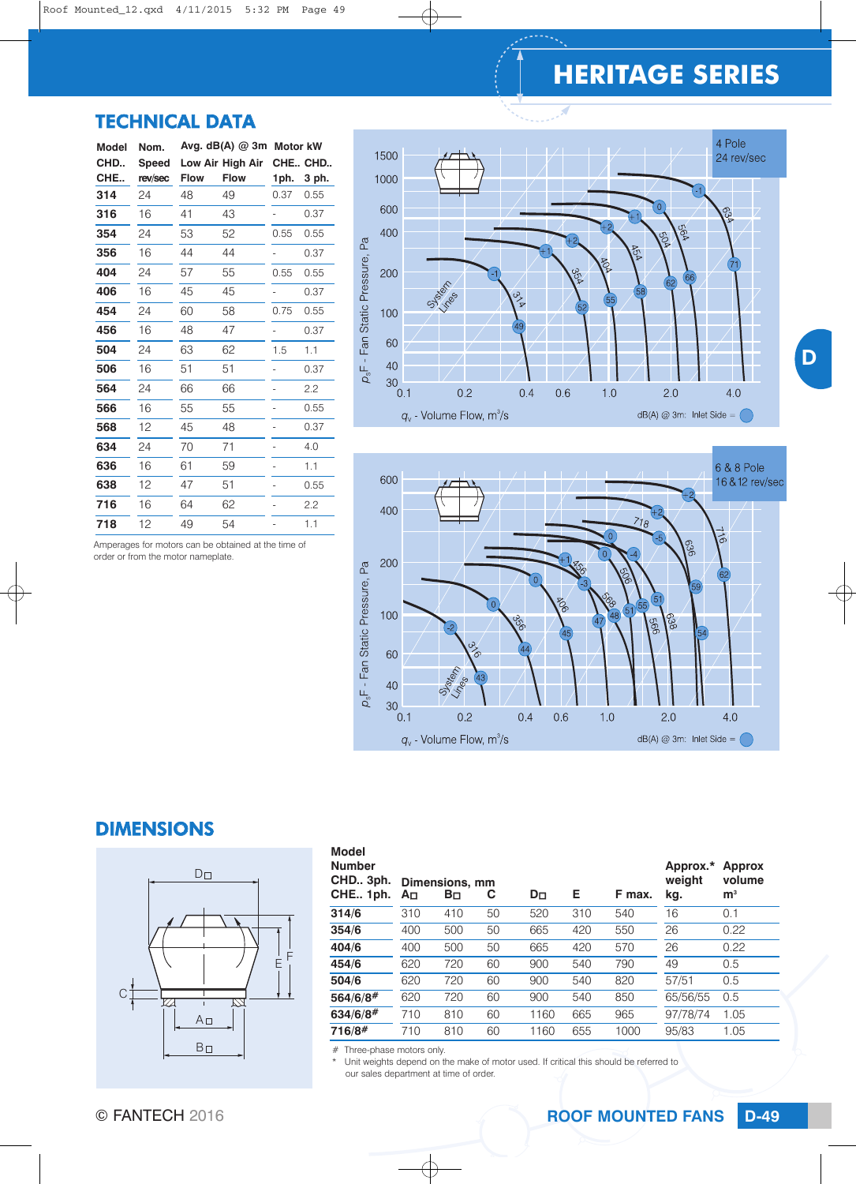# HERITAGE SERIES

## TECHNICAL DATA

| Model CHD.. CHE.. | Nom. Speed rev/sec | Avg. dB(A) @ 3m Low Air Flow | High Air Flow | Motor kW CHE.. 1ph. | CHD.. 3 ph. |
|---|---|---|---|---|---|
| **314** | 24 | 48 | 49 | 0.37 | 0.55 |
| **316** | 16 | 41 | 43 | - | 0.37 |
| **354** | 24 | 53 | 52 | 0.55 | 0.55 |
| **356** | 16 | 44 | 44 | - | 0.37 |
| **404** | 24 | 57 | 55 | 0.55 | 0.55 |
| **406** | 16 | 45 | 45 | - | 0.37 |
| **454** | 24 | 60 | 58 | 0.75 | 0.55 |
| **456** | 16 | 48 | 47 | - | 0.37 |
| **504** | 24 | 63 | 62 | 1.5 | 1.1 |
| **506** | 16 | 51 | 51 | - | 0.37 |
| **564** | 24 | 66 | 66 | - | 2.2 |
| **566** | 16 | 55 | 55 | - | 0.55 |
| **568** | 12 | 45 | 48 | - | 0.37 |
| **634** | 24 | 70 | 71 | - | 4.0 |
| **636** | 16 | 61 | 59 | - | 1.1 |
| **638** | 12 | 47 | 51 | - | 0.55 |
| **716** | 16 | 64 | 62 | - | 2.2 |
| **718** | 12 | 49 | 54 | - | 1.1 |

Amperages for motors can be obtained at the time of order or from the motor nameplate.

4 Pole
24 rev/sec

$p_{sF}$ - Fan Static Pressure, Pa

1500 1000 600 400 200 100 60 40 30

0.1 0.2 0.4 0.6 1.0 2.0 4.0

$q_v$ - Volume Flow, $m^3/s$

System Lines

314 354 404 454 504 564 634

dB(A) @ 3m: Inlet Side =

6 & 8 Pole
16 & 12 rev/sec

$p_{sF}$ - Fan Static Pressure, Pa

600 400 200 100 60 40 30

0.1 0.2 0.4 0.6 1.0 2.0 4.0

$q_v$ - Volume Flow, $m^3/s$

System Lines

316 356 406 456 506 566 568 636 638 716 718

dB(A) @ 3m: Inlet Side =

D

## DIMENSIONS

D□ E F C A□ B□

| Model Number CHD.. 3ph. CHE.. 1ph. | Dimensions, mm A□ | B□ | C | D□ | E | F max. | Approx.* weight kg. | Approx volume m³ |
|---|---|---|---|---|---|---|---|---|
| **314/6** | 310 | 410 | 50 | 520 | 310 | 540 | 16 | 0.1 |
| **354/6** | 400 | 500 | 50 | 665 | 420 | 550 | 26 | 0.22 |
| **404/6** | 400 | 500 | 50 | 665 | 420 | 570 | 26 | 0.22 |
| **454/6** | 620 | 720 | 60 | 900 | 540 | 790 | 49 | 0.5 |
| **504/6** | 620 | 720 | 60 | 900 | 540 | 820 | 57/51 | 0.5 |
| **564/6/8#** | 620 | 720 | 60 | 900 | 540 | 850 | 65/56/55 | 0.5 |
| **634/6/8#** | 710 | 810 | 60 | 1160 | 665 | 965 | 97/78/74 | 1.05 |
| **716/8#** | 710 | 810 | 60 | 1160 | 655 | 1000 | 95/83 | 1.05 |

\# Three-phase motors only.
\* Unit weights depend on the make of motor used. If critical this should be referred to our sales department at time of order.

© FANTECH 2016

ROOF MOUNTED FANS